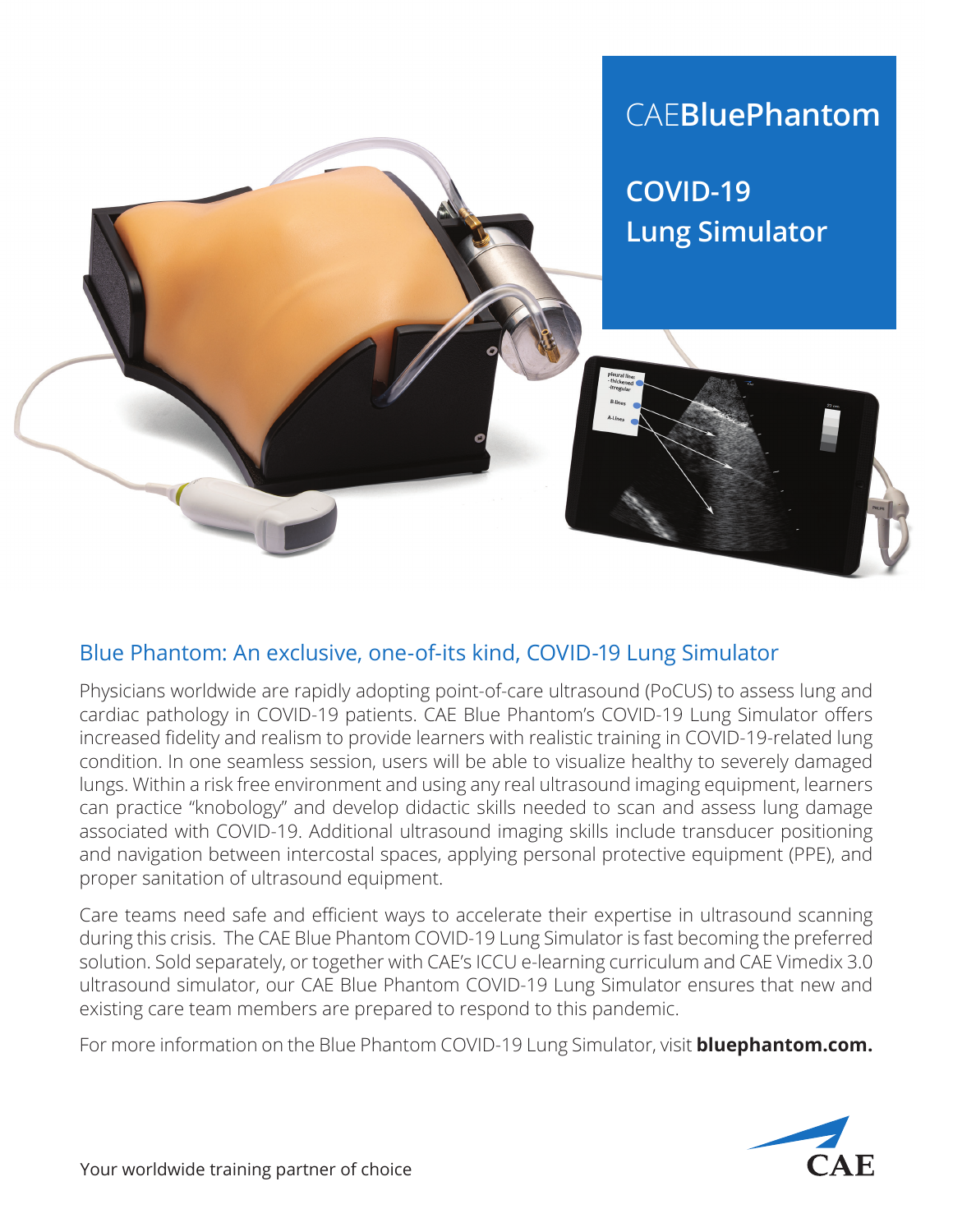# CAEBluePhantom

## COVID-19 Lung Simulator

## Blue Phantom: An exclusive, one-of-its kind, COVID-19 Lung Simulator

Physicians worldwide are rapidly adopting point-of-care ultrasound (PoCUS) to assess lung and cardiac pathology in COVID-19 patients. CAE Blue Phantom's COVID-19 Lung Simulator offers increased fidelity and realism to provide learners with realistic training in COVID-19-related lung condition. In one seamless session, users will be able to visualize healthy to severely damaged lungs. Within a risk free environment and using any real ultrasound imaging equipment, learners can practice "knobology" and develop didactic skills needed to scan and assess lung damage associated with COVID-19. Additional ultrasound imaging skills include transducer positioning and navigation between intercostal spaces, applying personal protective equipment (PPE), and proper sanitation of ultrasound equipment.

Care teams need safe and efficient ways to accelerate their expertise in ultrasound scanning during this crisis. The CAE Blue Phantom COVID-19 Lung Simulator is fast becoming the preferred solution. Sold separately, or together with CAE's ICCU e-learning curriculum and CAE Vimedix 3.0 ultrasound simulator, our CAE Blue Phantom COVID-19 Lung Simulator ensures that new and existing care team members are prepared to respond to this pandemic.

For more information on the Blue Phantom COVID-19 Lung Simulator, visit **bluephantom.com.**

Your worldwide training partner of choice

CAE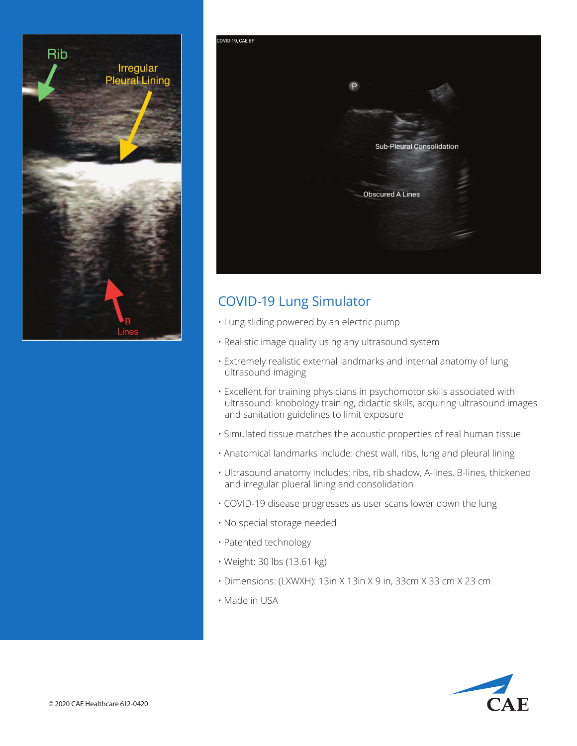## COVID-19 Lung Simulator

- Lung sliding powered by an electric pump
- Realistic image quality using any ultrasound system
- Extremely realistic external landmarks and internal anatomy of lung ultrasound imaging
- Excellent for training physicians in psychomotor skills associated with ultrasound: knobology training, didactic skills, acquiring ultrasound images and sanitation guidelines to limit exposure
- Simulated tissue matches the acoustic properties of real human tissue
- Anatomical landmarks include: chest wall, ribs, lung and pleural lining
- Ultrasound anatomy includes: ribs, rib shadow, A-lines, B-lines, thickened and irregular plueral lining and consolidation
- COVID-19 disease progresses as user scans lower down the lung
- No special storage needed
- Patented technology
- Weight: 30 lbs (13.61 kg)
- Dimensions: (LXWXH): 13in X 13in X 9 in, 33cm X 33 cm X 23 cm
- Made in USA

© 2020 CAE Healthcare 612-0420